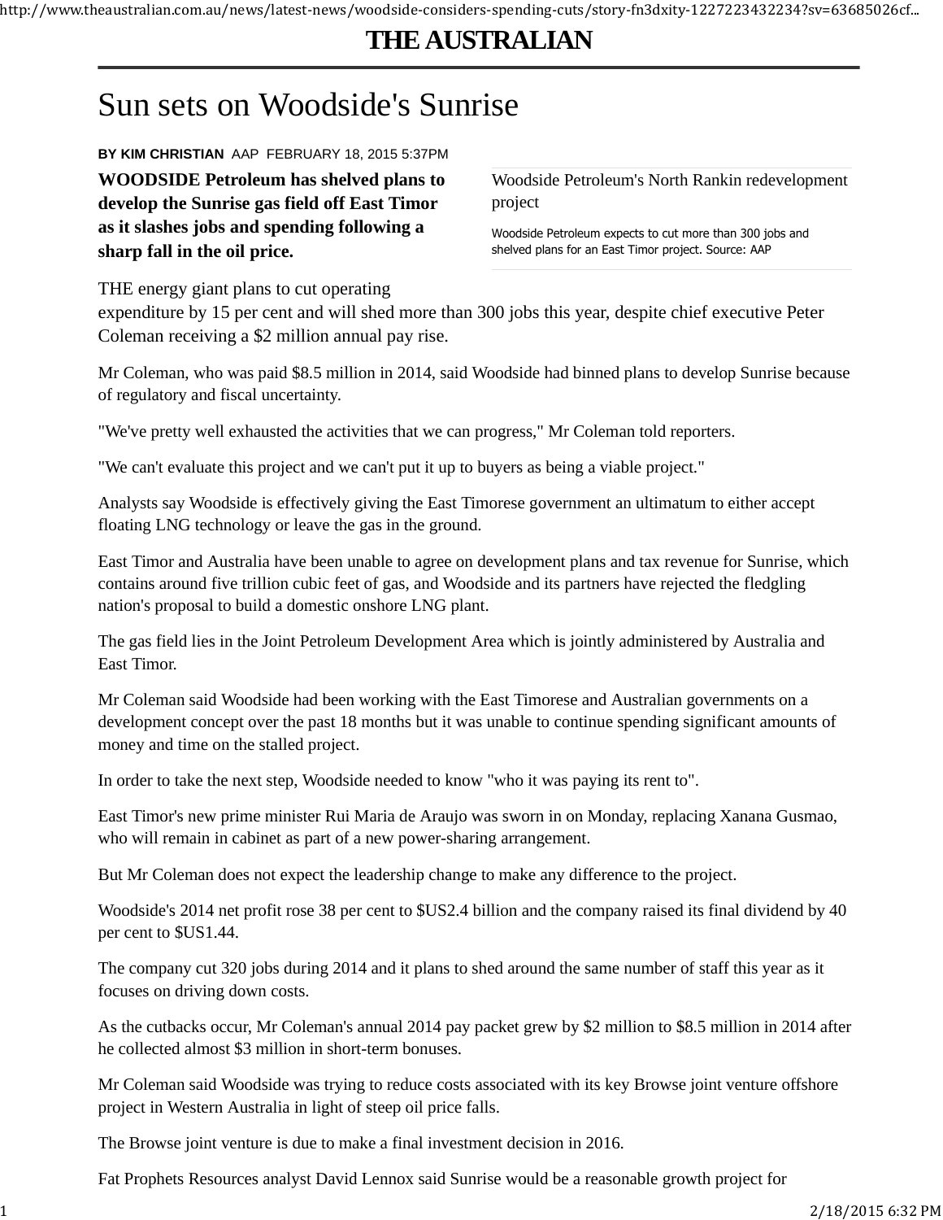# THE AUSTRALIAN

## Sun sets on Woodside's Sunrise

**BY KIM CHRISTIAN** AAP FEBRUARY 18, 2015 5:37PM

**WOODSIDE Petroleum has shelved plans to develop the Sunrise gas field off East Timor as it slashes jobs and spending following a sharp fall in the oil price.**

Woodside Petroleum's North Rankin redevelopment project

Woodside Petroleum expects to cut more than 300 jobs and shelved plans for an East Timor project. Source: AAP

THE energy giant plans to cut operating expenditure by 15 per cent and will shed more than 300 jobs this year, despite chief executive Peter Coleman receiving a $2 million annual pay rise.

Mr Coleman, who was paid $8.5 million in 2014, said Woodside had binned plans to develop Sunrise because of regulatory and fiscal uncertainty.

"We've pretty well exhausted the activities that we can progress," Mr Coleman told reporters.

"We can't evaluate this project and we can't put it up to buyers as being a viable project."

Analysts say Woodside is effectively giving the East Timorese government an ultimatum to either accept floating LNG technology or leave the gas in the ground.

East Timor and Australia have been unable to agree on development plans and tax revenue for Sunrise, which contains around five trillion cubic feet of gas, and Woodside and its partners have rejected the fledgling nation's proposal to build a domestic onshore LNG plant.

The gas field lies in the Joint Petroleum Development Area which is jointly administered by Australia and East Timor.

Mr Coleman said Woodside had been working with the East Timorese and Australian governments on a development concept over the past 18 months but it was unable to continue spending significant amounts of money and time on the stalled project.

In order to take the next step, Woodside needed to know "who it was paying its rent to".

East Timor's new prime minister Rui Maria de Araujo was sworn in on Monday, replacing Xanana Gusmao, who will remain in cabinet as part of a new power-sharing arrangement.

But Mr Coleman does not expect the leadership change to make any difference to the project.

Woodside's 2014 net profit rose 38 per cent to $US2.4 billion and the company raised its final dividend by 40 per cent to $US1.44.

The company cut 320 jobs during 2014 and it plans to shed around the same number of staff this year as it focuses on driving down costs.

As the cutbacks occur, Mr Coleman's annual 2014 pay packet grew by $2 million to $8.5 million in 2014 after he collected almost $3 million in short-term bonuses.

Mr Coleman said Woodside was trying to reduce costs associated with its key Browse joint venture offshore project in Western Australia in light of steep oil price falls.

The Browse joint venture is due to make a final investment decision in 2016.

Fat Prophets Resources analyst David Lennox said Sunrise would be a reasonable growth project for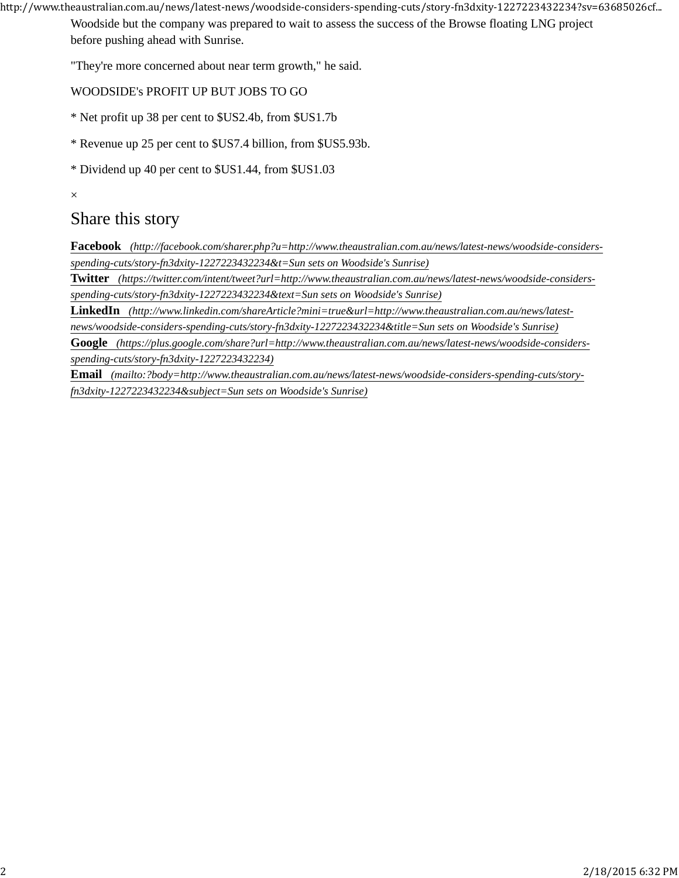Woodside but the company was prepared to wait to assess the success of the Browse floating LNG project before pushing ahead with Sunrise.

"They're more concerned about near term growth," he said.

WOODSIDE's PROFIT UP BUT JOBS TO GO

* Net profit up 38 per cent to $US2.4b, from $US1.7b

* Revenue up 25 per cent to $US7.4 billion, from $US5.93b.

* Dividend up 40 per cent to $US1.44, from $US1.03

×

## Share this story

**Facebook** *(http://facebook.com/sharer.php?u=http://www.theaustralian.com.au/news/latest-news/woodside-considers-spending-cuts/story-fn3dxity-1227223432234&t=Sun sets on Woodside's Sunrise)*
**Twitter** *(https://twitter.com/intent/tweet?url=http://www.theaustralian.com.au/news/latest-news/woodside-considers-spending-cuts/story-fn3dxity-1227223432234&text=Sun sets on Woodside's Sunrise)*
**LinkedIn** *(http://www.linkedin.com/shareArticle?mini=true&url=http://www.theaustralian.com.au/news/latest-news/woodside-considers-spending-cuts/story-fn3dxity-1227223432234&title=Sun sets on Woodside's Sunrise)*
**Google** *(https://plus.google.com/share?url=http://www.theaustralian.com.au/news/latest-news/woodside-considers-spending-cuts/story-fn3dxity-1227223432234)*
**Email** *(mailto:?body=http://www.theaustralian.com.au/news/latest-news/woodside-considers-spending-cuts/story-fn3dxity-1227223432234&subject=Sun sets on Woodside's Sunrise)*